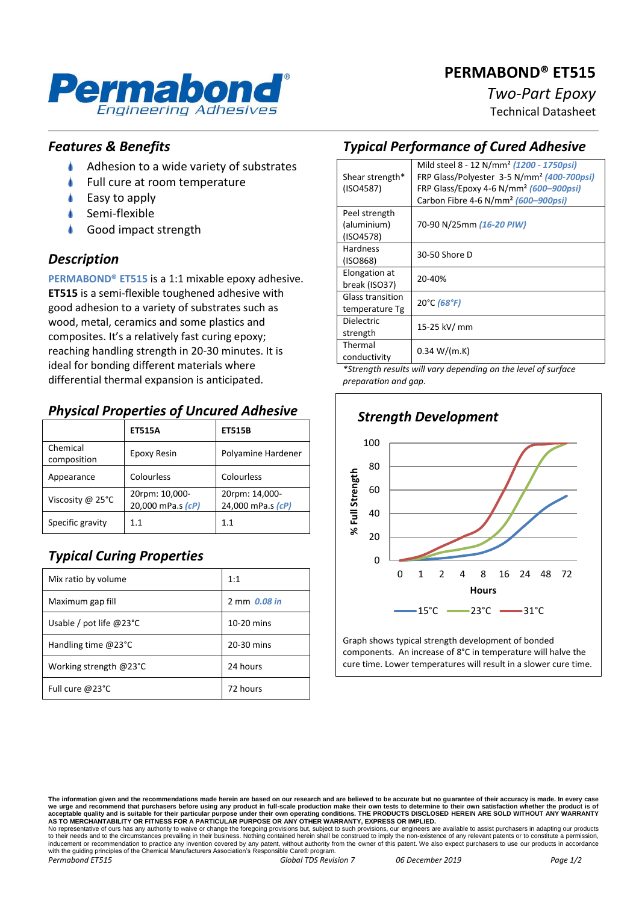# PERMABOND® ET515

*Two-Part Epoxy*

Technical Datasheet

## *Features & Benefits*

- Adhesion to a wide variety of substrates
- Full cure at room temperature
- Easy to apply
- Semi-flexible
- Good impact strength

## *Description*

**PERMABOND® ET515** is a 1:1 mixable epoxy adhesive. **ET515** is a semi-flexible toughened adhesive with good adhesion to a variety of substrates such as wood, metal, ceramics and some plastics and composites. It's a relatively fast curing epoxy; reaching handling strength in 20-30 minutes. It is ideal for bonding different materials where differential thermal expansion is anticipated.

## *Physical Properties of Uncured Adhesive*

| | ET515A | ET515B |
|---|---|---|
| Chemical composition | Epoxy Resin | Polyamine Hardener |
| Appearance | Colourless | Colourless |
| Viscosity @ 25°C | 20rpm: 10,000-20,000 mPa.s *(cP)* | 20rpm: 14,000-24,000 mPa.s *(cP)* |
| Specific gravity | 1.1 | 1.1 |

## *Typical Curing Properties*

| | |
|---|---|
| Mix ratio by volume | 1:1 |
| Maximum gap fill | 2 mm *0.08 in* |
| Usable / pot life @23°C | 10-20 mins |
| Handling time @23°C | 20-30 mins |
| Working strength @23°C | 24 hours |
| Full cure @23°C | 72 hours |

## *Typical Performance of Cured Adhesive*

| | |
|---|---|
| Shear strength* (ISO4587) | Mild steel 8 - 12 N/mm² *(1200 - 1750psi)*<br>FRP Glass/Polyester 3-5 N/mm² *(400-700psi)*<br>FRP Glass/Epoxy 4-6 N/mm² *(600–900psi)*<br>Carbon Fibre 4-6 N/mm² *(600–900psi)* |
| Peel strength (aluminium) (ISO4578) | 70-90 N/25mm *(16-20 PIW)* |
| Hardness (ISO868) | 30-50 Shore D |
| Elongation at break (ISO37) | 20-40% |
| Glass transition temperature Tg | 20°C *(68°F)* |
| Dielectric strength | 15-25 kV/ mm |
| Thermal conductivity | 0.34 W/(m.K) |

*\*Strength results will vary depending on the level of surface preparation and gap.*

## *Strength Development*

Graph shows typical strength development of bonded components. An increase of 8°C in temperature will halve the cure time. Lower temperatures will result in a slower cure time.

**The information given and the recommendations made herein are based on our research and are believed to be accurate but no guarantee of their accuracy is made. In every case we urge and recommend that purchasers before using any product in full-scale production make their own tests to determine to their own satisfaction whether the product is of acceptable quality and is suitable for their particular purpose under their own operating conditions. THE PRODUCTS DISCLOSED HEREIN ARE SOLD WITHOUT ANY WARRANTY AS TO MERCHANTABILITY OR FITNESS FOR A PARTICULAR PURPOSE OR ANY OTHER WARRANTY, EXPRESS OR IMPLIED.**

No representative of ours has any authority to waive or change the foregoing provisions but, subject to such provisions, our engineers are available to assist purchasers in adapting our products to their needs and to the circumstances prevailing in their business. Nothing contained herein shall be construed to imply the non-existence of any relevant patents or to constitute a permission, inducement or recommendation to practice any invention covered by any patent, without authority from the owner of this patent. We also expect purchasers to use our products in accordance with the guiding principles of the Chemical Manufacturers Association's Responsible Care® program.

*Permabond ET515* *Global TDS Revision 7* *06 December 2019*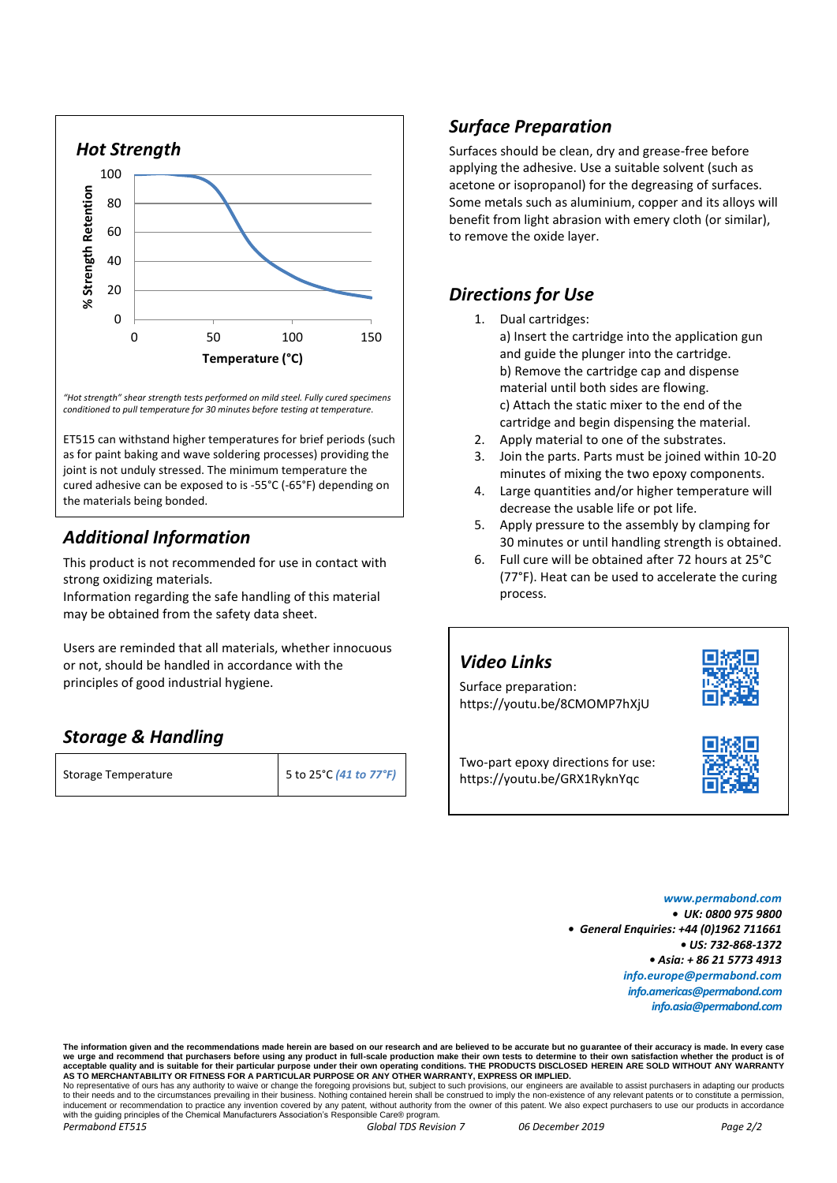## Hot Strength

100
80
60
40
20
0
% Strength Retention
0
50
100
150
Temperature (°C)

*"Hot strength" shear strength tests performed on mild steel. Fully cured specimens conditioned to pull temperature for 30 minutes before testing at temperature.*

ET515 can withstand higher temperatures for brief periods (such as for paint baking and wave soldering processes) providing the joint is not unduly stressed. The minimum temperature the cured adhesive can be exposed to is -55°C (-65°F) depending on the materials being bonded.

## Additional Information

This product is not recommended for use in contact with strong oxidizing materials.
Information regarding the safe handling of this material may be obtained from the safety data sheet.

Users are reminded that all materials, whether innocuous or not, should be handled in accordance with the principles of good industrial hygiene.

## Storage & Handling

| | |
|---|---|
| Storage Temperature | 5 to 25°C *(41 to 77°F)* |

## Surface Preparation

Surfaces should be clean, dry and grease-free before applying the adhesive. Use a suitable solvent (such as acetone or isopropanol) for the degreasing of surfaces. Some metals such as aluminium, copper and its alloys will benefit from light abrasion with emery cloth (or similar), to remove the oxide layer.

## Directions for Use

1. Dual cartridges:
   a) Insert the cartridge into the application gun and guide the plunger into the cartridge.
   b) Remove the cartridge cap and dispense material until both sides are flowing.
   c) Attach the static mixer to the end of the cartridge and begin dispensing the material.
2. Apply material to one of the substrates.
3. Join the parts. Parts must be joined within 10-20 minutes of mixing the two epoxy components.
4. Large quantities and/or higher temperature will decrease the usable life or pot life.
5. Apply pressure to the assembly by clamping for 30 minutes or until handling strength is obtained.
6. Full cure will be obtained after 72 hours at 25°C (77°F). Heat can be used to accelerate the curing process.

## Video Links

Surface preparation:
https://youtu.be/8CMOMP7hXjU

Two-part epoxy directions for use:
https://youtu.be/GRX1RyknYqc

*www.permabond.com*
*• UK: 0800 975 9800*
*• General Enquiries: +44 (0)1962 711661*
*• US: 732-868-1372*
*• Asia: + 86 21 5773 4913*
*info.europe@permabond.com*
*info.americas@permabond.com*
*info.asia@permabond.com*

**The information given and the recommendations made herein are based on our research and are believed to be accurate but no guarantee of their accuracy is made. In every case we urge and recommend that purchasers before using any product in full-scale production make their own tests to determine to their own satisfaction whether the product is of acceptable quality and is suitable for their particular purpose under their own operating conditions. THE PRODUCTS DISCLOSED HEREIN ARE SOLD WITHOUT ANY WARRANTY AS TO MERCHANTABILITY OR FITNESS FOR A PARTICULAR PURPOSE OR ANY OTHER WARRANTY, EXPRESS OR IMPLIED.**
No representative of ours has any authority to waive or change the foregoing provisions but, subject to such provisions, our engineers are available to assist purchasers in adapting our products to their needs and to the circumstances prevailing in their business. Nothing contained herein shall be construed to imply the non-existence of any relevant patents or to constitute a permission, inducement or recommendation to practice any invention covered by any patent, without authority from the owner of this patent. We also expect purchasers to use our products in accordance with the guiding principles of the Chemical Manufacturers Association's Responsible Care® program.

*Permabond ET515* *Global TDS Revision 7* *06 December 2019*